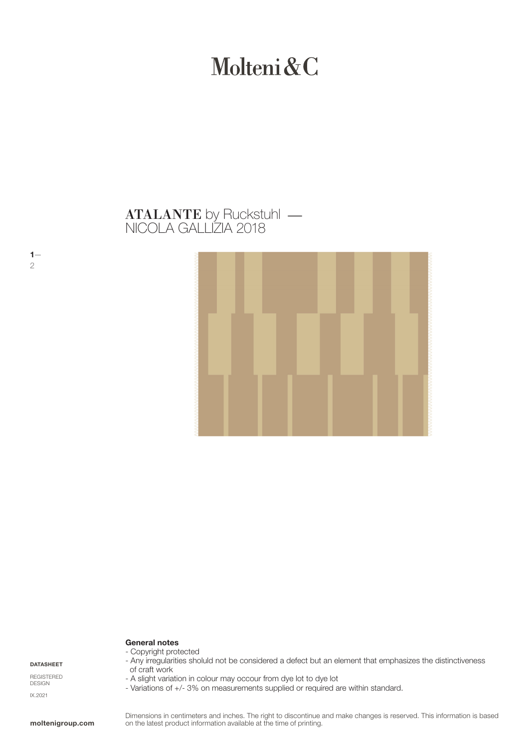# Molteni&C

## ATALANTE by Ruckstuhl — NICOLA GALLIZIA 2018

**General notes**

- Copyright protected
- Any irregularities sholuld not be considered a defect but an element that emphasizes the distinctiveness of craft work
- A slight variation in colour may occour from dye lot to dye lot
- Variations of +/- 3% on measurements supplied or required are within standard.

**DATASHEET**

REGISTERED DESIGN

IX.2021

Dimensions in centimeters and inches. The right to discontinue and make changes is reserved. This information is based on the latest product information available at the time of printing.

**moltenigroup.com**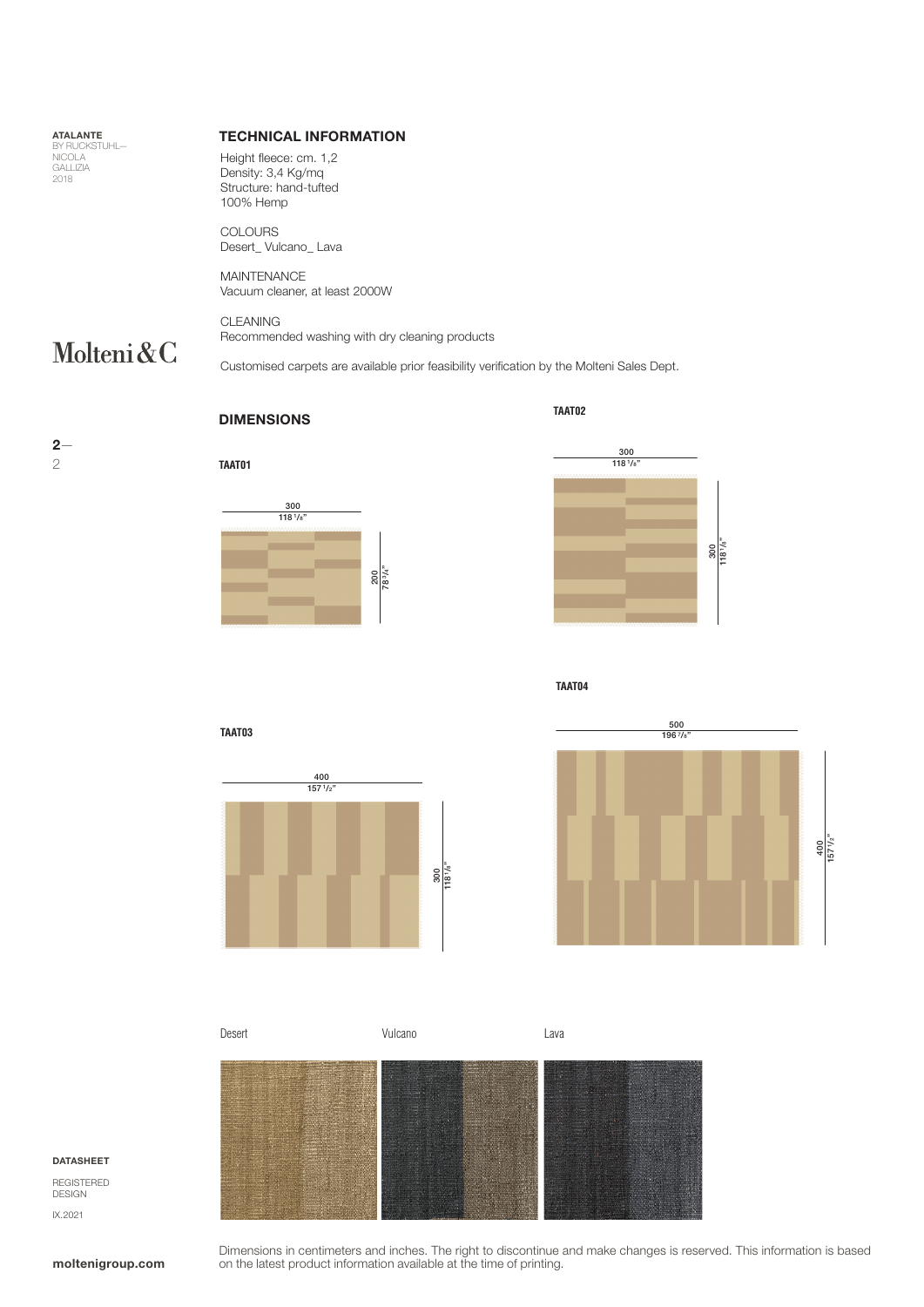**ATALANTE**
BY RUCKSTUHL— NICOLA GALLIZIA
2018

Molteni&C

## TECHNICAL INFORMATION

Height fleece: cm. 1,2
Density: 3,4 Kg/mq
Structure: hand-tufted
100% Hemp

COLOURS
Desert_ Vulcano_ Lava

MAINTENANCE
Vacuum cleaner, at least 2000W

CLEANING
Recommended washing with dry cleaning products

Customised carpets are available prior feasibility verification by the Molteni Sales Dept.

## DIMENSIONS

**TAAT01**

300
118 1/8"
200
78 3/4"

**TAAT02**

300
118 1/8"
300
118 1/8"

**TAAT03**

400
157 1/2"
300
118 1/8"

**TAAT04**

500
196 7/8"
400
157 1/2"

Desert
Vulcano
Lava

**DATASHEET**

REGISTERED DESIGN

IX.2021

Dimensions in centimeters and inches. The right to discontinue and make changes is reserved. This information is based on the latest product information available at the time of printing.

**moltenigroup.com**